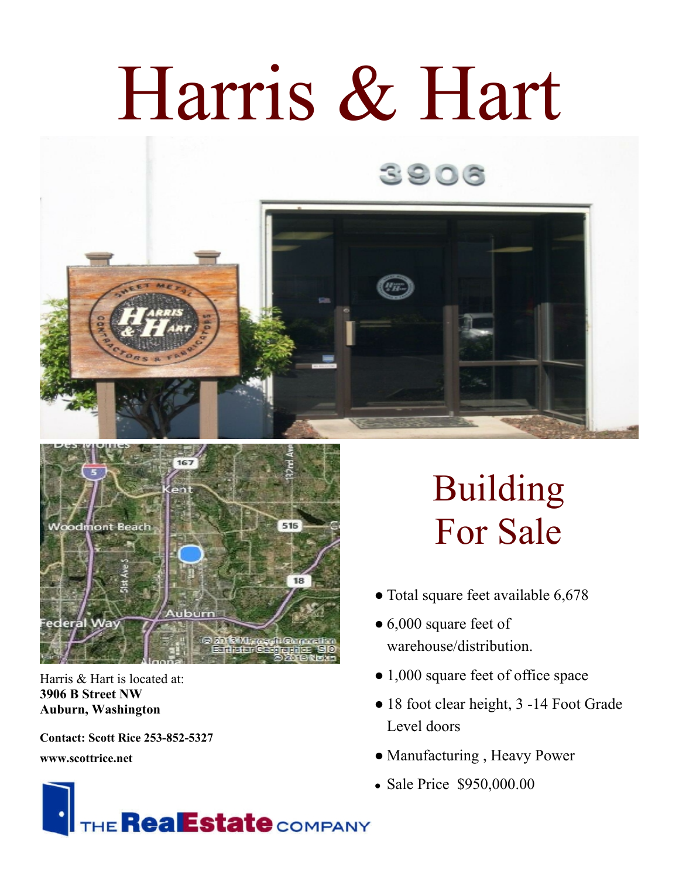# Harris & Hart

Harris & Hart is located at:
**3906 B Street NW**
**Auburn, Washington**

**Contact: Scott Rice 253-852-5327**

**www.scottrice.net**

THE RealEstate COMPANY

## Building For Sale

- Total square feet available 6,678
- 6,000 square feet of warehouse/distribution.
- 1,000 square feet of office space
- 18 foot clear height, 3 -14 Foot Grade Level doors
- Manufacturing , Heavy Power
- Sale Price $950,000.00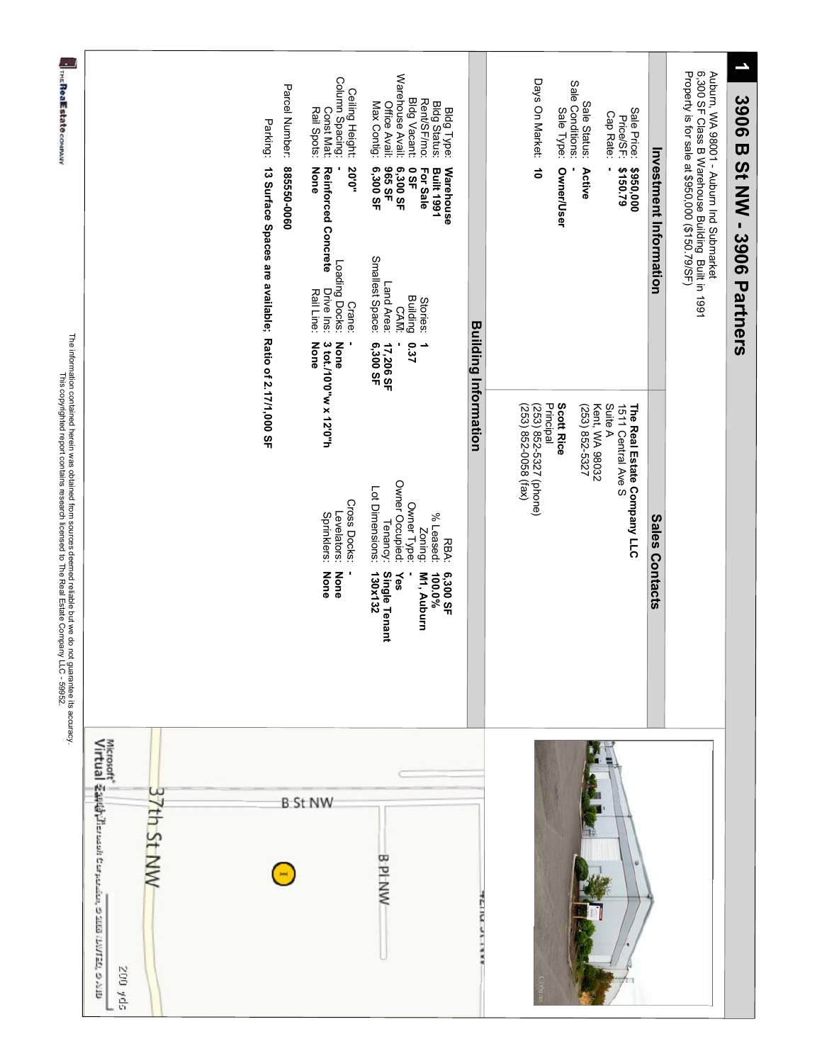# 1 3906 B St NW - 3906 Partners

Auburn, WA 98001 - Auburn Ind Submarket
6,300 SF Class B Warehouse Building Built in 1991
Property is for sale at $950,000 ($150.79/SF)

## Investment Information

| | |
|---|---|
| Sale Price: | **$950,000** |
| Price/SF: | **$150.79** |
| Cap Rate: | **-** |
| Sale Status: | **Active** |
| Sale Conditions: | **-** |
| Sale Type: | **Owner/User** |
| Days On Market: | **10** |

## Sales Contacts

**The Real Estate Company LLC**
1511 Central Ave S
Suite A
Kent, WA 98032
(253) 852-5327

**Scott Rice**
Principal
(253) 852-5327 (phone)
(253) 852-0058 (fax)

## Building Information

| | | | | | |
|---|---|---|---|---|---|
| Bldg Type: | **Warehouse** | | | RBA: | **6,300 SF** |
| Bldg Status: | **Built 1991** | Stories: | **1** | % Leased: | **100.0%** |
| Rent/SF/mo: | **For Sale** | Building | **0.37** | Zoning: | **M1, Auburn** |
| Bldg Vacant: | **0 SF** | CAM: | **-** | Owner Type: | **-** |
| Warehouse Avail: | **6,300 SF** | | | Owner Occupied: | **Yes** |
| Office Avail: | **965 SF** | Land Area: | **17,206 SF** | Tenancy: | **Single Tenant** |
| Max Contig: | **6,300 SF** | Smallest Space: | **6,300 SF** | Lot Dimensions: | **130x132** |
| Ceiling Height: | **20'0"** | Crane: | **-** | Cross Docks: | **-** |
| Column Spacing: | **-** | Loading Docks: | **None** | Levelators: | **None** |
| Const Mat: | **Reinforced Concrete** | Drive Ins: | **3 tot./10'0"w x 12'0"h** | Sprinklers: | **None** |
| Rail Spots: | **None** | Rail Line: | **None** | | |
| Parcel Number: | **885550-0060** | | | | |

Parking: **13 Surface Spaces are available; Ratio of 2.17/1,000 SF**

B St NW
B Pl NW
37th St NW
200 yds

The information contained herein was obtained from sources deemed reliable but we do not guarantee its accuracy.
This copyrighted report contains research licensed to The Real Estate Company LLC - 59952.